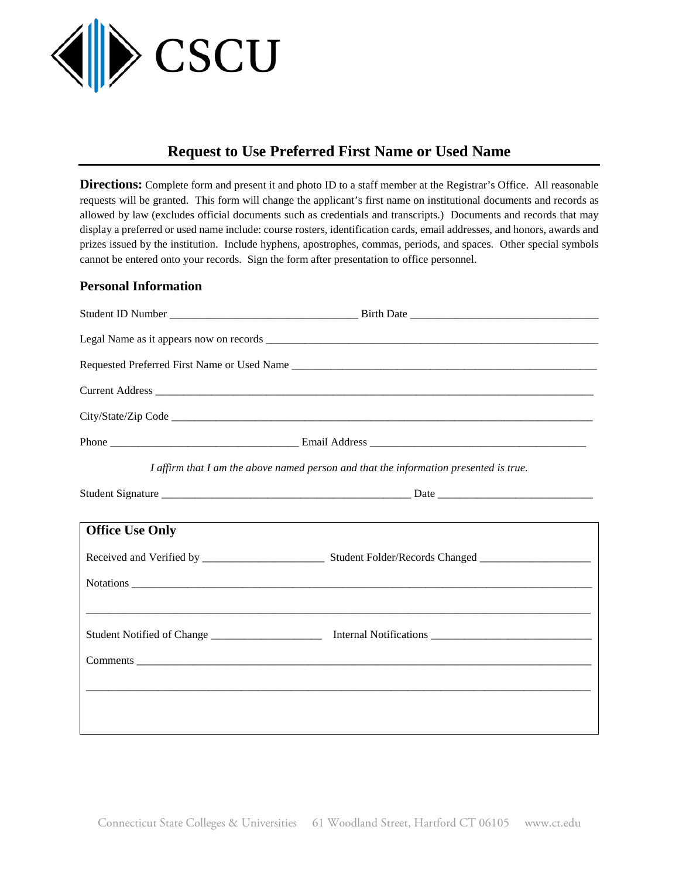CSCU

# Request to Use Preferred First Name or Used Name

**Directions:** Complete form and present it and photo ID to a staff member at the Registrar's Office. All reasonable requests will be granted. This form will change the applicant's first name on institutional documents and records as allowed by law (excludes official documents such as credentials and transcripts.) Documents and records that may display a preferred or used name include: course rosters, identification cards, email addresses, and honors, awards and prizes issued by the institution. Include hyphens, apostrophes, commas, periods, and spaces. Other special symbols cannot be entered onto your records. Sign the form after presentation to office personnel.

## Personal Information

Student ID Number ________________________________ Birth Date ________________________________

Legal Name as it appears now on records ______________________________________________________________

Requested Preferred First Name or Used Name ______________________________________________________

Current Address ________________________________________________________________________________

City/State/Zip Code _____________________________________________________________________________

Phone _________________________________ Email Address _____________________________________

*I affirm that I am the above named person and that the information presented is true.*

Student Signature ___________________________________________ Date ___________________________

## Office Use Only

Received and Verified by _____________________ Student Folder/Records Changed ___________________

Notations _______________________________________________________________________________________

_______________________________________________________________________________________________

Student Notified of Change ___________________ Internal Notifications ____________________________

Comments _______________________________________________________________________________________

_______________________________________________________________________________________________

Connecticut State Colleges & Universities 61 Woodland Street, Hartford CT 06105 www.ct.edu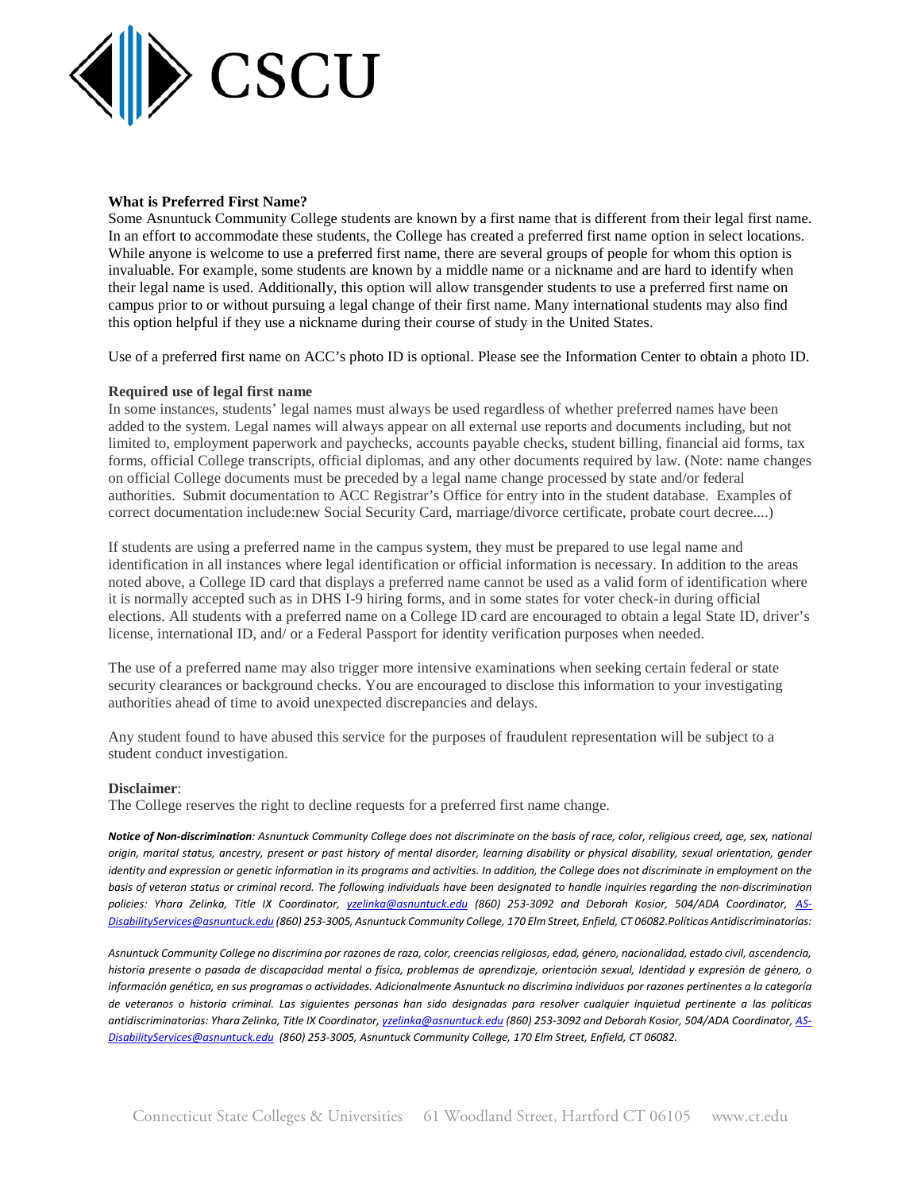**What is Preferred First Name?**

Some Asnuntuck Community College students are known by a first name that is different from their legal first name. In an effort to accommodate these students, the College has created a preferred first name option in select locations. While anyone is welcome to use a preferred first name, there are several groups of people for whom this option is invaluable. For example, some students are known by a middle name or a nickname and are hard to identify when their legal name is used. Additionally, this option will allow transgender students to use a preferred first name on campus prior to or without pursuing a legal change of their first name. Many international students may also find this option helpful if they use a nickname during their course of study in the United States.

Use of a preferred first name on ACC's photo ID is optional. Please see the Information Center to obtain a photo ID.

**Required use of legal first name**

In some instances, students' legal names must always be used regardless of whether preferred names have been added to the system. Legal names will always appear on all external use reports and documents including, but not limited to, employment paperwork and paychecks, accounts payable checks, student billing, financial aid forms, tax forms, official College transcripts, official diplomas, and any other documents required by law. (Note: name changes on official College documents must be preceded by a legal name change processed by state and/or federal authorities. Submit documentation to ACC Registrar's Office for entry into the student database. Examples of correct documentation include:new Social Security Card, marriage/divorce certificate, probate court decree....)

If students are using a preferred name in the campus system, they must be prepared to use legal name and identification in all instances where legal identification or official information is necessary. In addition to the areas noted above, a College ID card that displays a preferred name cannot be used as a valid form of identification where it is normally accepted such as in DHS I-9 hiring forms, and in some states for voter check-in during official elections. All students with a preferred name on a College ID card are encouraged to obtain a legal State ID, driver's license, international ID, and/ or a Federal Passport for identity verification purposes when needed.

The use of a preferred name may also trigger more intensive examinations when seeking certain federal or state security clearances or background checks. You are encouraged to disclose this information to your investigating authorities ahead of time to avoid unexpected discrepancies and delays.

Any student found to have abused this service for the purposes of fraudulent representation will be subject to a student conduct investigation.

**Disclaimer**:

The College reserves the right to decline requests for a preferred first name change.

***Notice of Non-discrimination**: Asnuntuck Community College does not discriminate on the basis of race, color, religious creed, age, sex, national origin, marital status, ancestry, present or past history of mental disorder, learning disability or physical disability, sexual orientation, gender identity and expression or genetic information in its programs and activities. In addition, the College does not discriminate in employment on the basis of veteran status or criminal record. The following individuals have been designated to handle inquiries regarding the non-discrimination policies: Yhara Zelinka, Title IX Coordinator, yzelinka@asnuntuck.edu (860) 253-3092 and Deborah Kosior, 504/ADA Coordinator, AS-DisabilityServices@asnuntuck.edu (860) 253-3005, Asnuntuck Community College, 170 Elm Street, Enfield, CT 06082.Políticas Antidiscriminatorias:*

*Asnuntuck Community College no discrimina por razones de raza, color, creencias religiosas, edad, género, nacionalidad, estado civil, ascendencia, historia presente o pasada de discapacidad mental o física, problemas de aprendizaje, orientación sexual, Identidad y expresión de género, o información genética, en sus programas o actividades. Adicionalmente Asnuntuck no discrimina individuos por razones pertinentes a la categoría de veteranos o historia criminal. Las siguientes personas han sido designadas para resolver cualquier inquietud pertinente a las políticas antidiscriminatorias: Yhara Zelinka, Title IX Coordinator, yzelinka@asnuntuck.edu (860) 253-3092 and Deborah Kosior, 504/ADA Coordinator, AS-DisabilityServices@asnuntuck.edu (860) 253-3005, Asnuntuck Community College, 170 Elm Street, Enfield, CT 06082.*